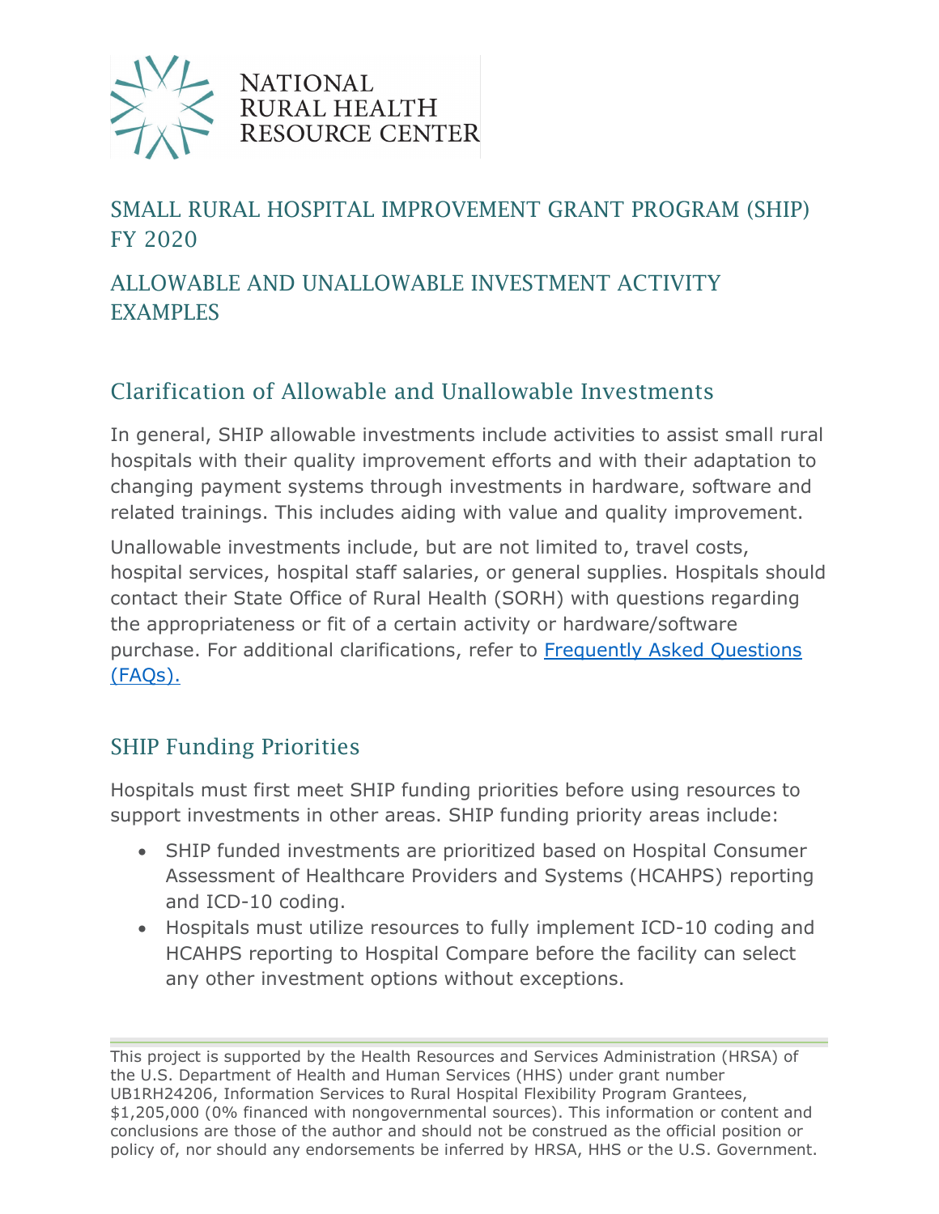NATIONAL
RURAL HEALTH
RESOURCE CENTER

# SMALL RURAL HOSPITAL IMPROVEMENT GRANT PROGRAM (SHIP) FY 2020

# ALLOWABLE AND UNALLOWABLE INVESTMENT ACTIVITY EXAMPLES

## Clarification of Allowable and Unallowable Investments

In general, SHIP allowable investments include activities to assist small rural hospitals with their quality improvement efforts and with their adaptation to changing payment systems through investments in hardware, software and related trainings. This includes aiding with value and quality improvement.

Unallowable investments include, but are not limited to, travel costs, hospital services, hospital staff salaries, or general supplies. Hospitals should contact their State Office of Rural Health (SORH) with questions regarding the appropriateness or fit of a certain activity or hardware/software purchase. For additional clarifications, refer to [Frequently Asked Questions (FAQs).]

## SHIP Funding Priorities

Hospitals must first meet SHIP funding priorities before using resources to support investments in other areas. SHIP funding priority areas include:

- SHIP funded investments are prioritized based on Hospital Consumer Assessment of Healthcare Providers and Systems (HCAHPS) reporting and ICD-10 coding.
- Hospitals must utilize resources to fully implement ICD-10 coding and HCAHPS reporting to Hospital Compare before the facility can select any other investment options without exceptions.

This project is supported by the Health Resources and Services Administration (HRSA) of the U.S. Department of Health and Human Services (HHS) under grant number UB1RH24206, Information Services to Rural Hospital Flexibility Program Grantees, $1,205,000 (0% financed with nongovernmental sources). This information or content and conclusions are those of the author and should not be construed as the official position or policy of, nor should any endorsements be inferred by HRSA, HHS or the U.S. Government.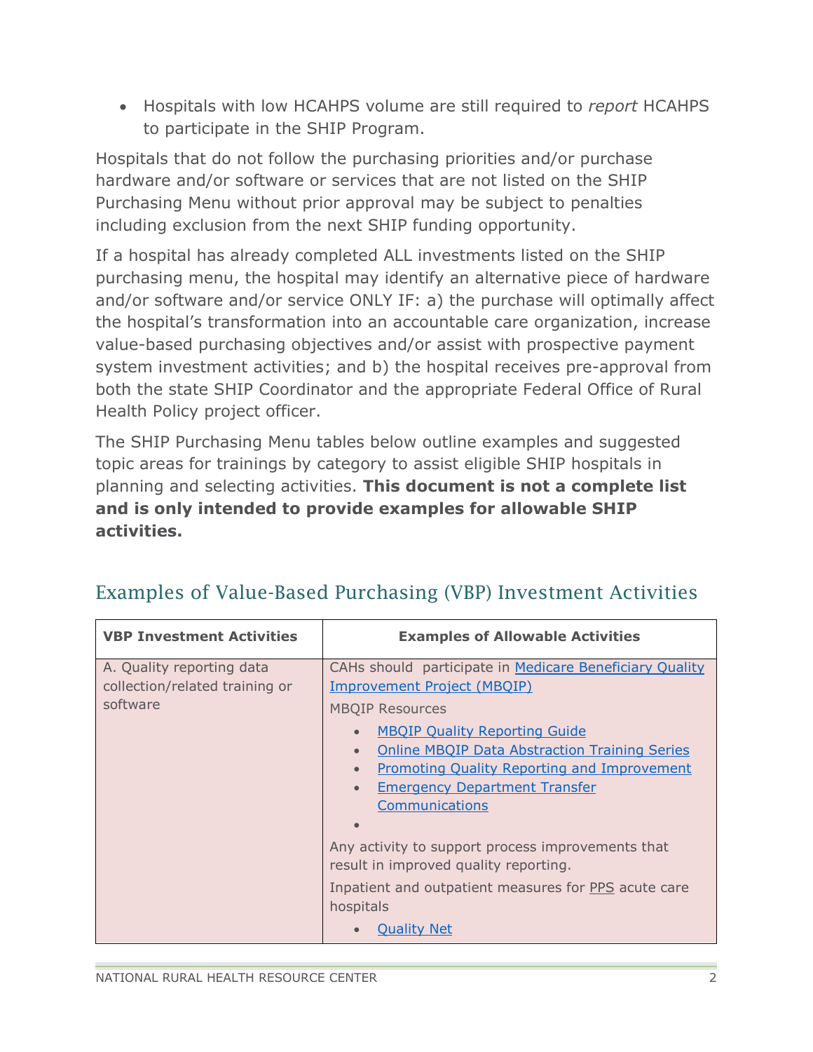- Hospitals with low HCAHPS volume are still required to *report* HCAHPS to participate in the SHIP Program.

Hospitals that do not follow the purchasing priorities and/or purchase hardware and/or software or services that are not listed on the SHIP Purchasing Menu without prior approval may be subject to penalties including exclusion from the next SHIP funding opportunity.

If a hospital has already completed ALL investments listed on the SHIP purchasing menu, the hospital may identify an alternative piece of hardware and/or software and/or service ONLY IF: a) the purchase will optimally affect the hospital's transformation into an accountable care organization, increase value-based purchasing objectives and/or assist with prospective payment system investment activities; and b) the hospital receives pre-approval from both the state SHIP Coordinator and the appropriate Federal Office of Rural Health Policy project officer.

The SHIP Purchasing Menu tables below outline examples and suggested topic areas for trainings by category to assist eligible SHIP hospitals in planning and selecting activities. **This document is not a complete list and is only intended to provide examples for allowable SHIP activities.**

## Examples of Value-Based Purchasing (VBP) Investment Activities

| VBP Investment Activities | Examples of Allowable Activities |
|---|---|
| A. Quality reporting data collection/related training or software | CAHs should participate in Medicare Beneficiary Quality Improvement Project (MBQIP)<br><br>MBQIP Resources<br>• MBQIP Quality Reporting Guide<br>• Online MBQIP Data Abstraction Training Series<br>• Promoting Quality Reporting and Improvement<br>• Emergency Department Transfer Communications<br>•<br><br>Any activity to support process improvements that result in improved quality reporting.<br><br>Inpatient and outpatient measures for PPS acute care hospitals<br>• Quality Net |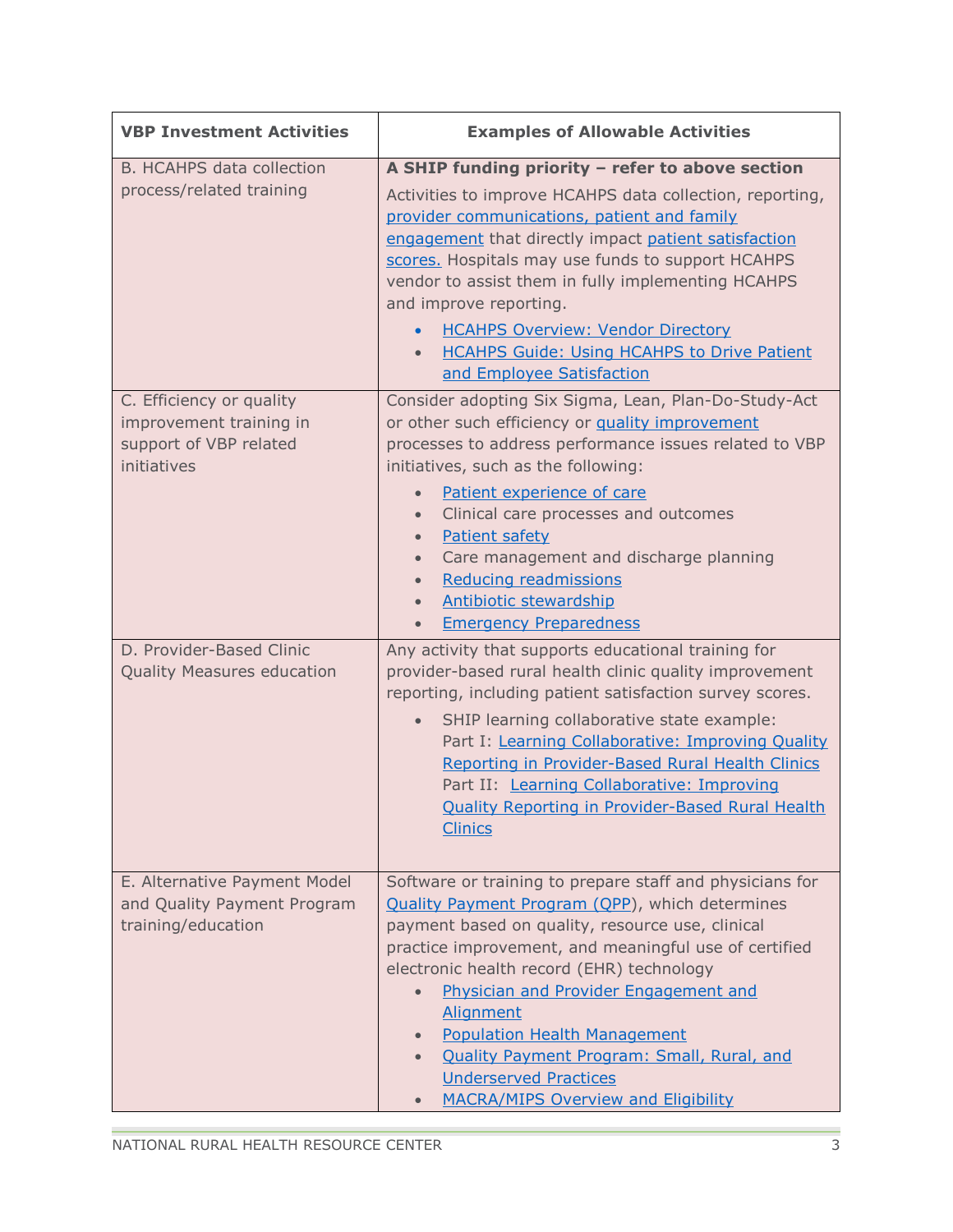| VBP Investment Activities | Examples of Allowable Activities |
|---|---|
| B. HCAHPS data collection process/related training | **A SHIP funding priority – refer to above section**<br><br>Activities to improve HCAHPS data collection, reporting, provider communications, patient and family engagement that directly impact patient satisfaction scores. Hospitals may use funds to support HCAHPS vendor to assist them in fully implementing HCAHPS and improve reporting.<br><br>• HCAHPS Overview: Vendor Directory<br>• HCAHPS Guide: Using HCAHPS to Drive Patient and Employee Satisfaction |
| C. Efficiency or quality improvement training in support of VBP related initiatives | Consider adopting Six Sigma, Lean, Plan-Do-Study-Act or other such efficiency or quality improvement processes to address performance issues related to VBP initiatives, such as the following:<br><br>• Patient experience of care<br>• Clinical care processes and outcomes<br>• Patient safety<br>• Care management and discharge planning<br>• Reducing readmissions<br>• Antibiotic stewardship<br>• Emergency Preparedness |
| D. Provider-Based Clinic Quality Measures education | Any activity that supports educational training for provider-based rural health clinic quality improvement reporting, including patient satisfaction survey scores.<br><br>• SHIP learning collaborative state example:<br>Part I: Learning Collaborative: Improving Quality Reporting in Provider-Based Rural Health Clinics<br>Part II: Learning Collaborative: Improving Quality Reporting in Provider-Based Rural Health Clinics |
| E. Alternative Payment Model and Quality Payment Program training/education | Software or training to prepare staff and physicians for Quality Payment Program (QPP), which determines payment based on quality, resource use, clinical practice improvement, and meaningful use of certified electronic health record (EHR) technology<br><br>• Physician and Provider Engagement and Alignment<br>• Population Health Management<br>• Quality Payment Program: Small, Rural, and Underserved Practices<br>• MACRA/MIPS Overview and Eligibility |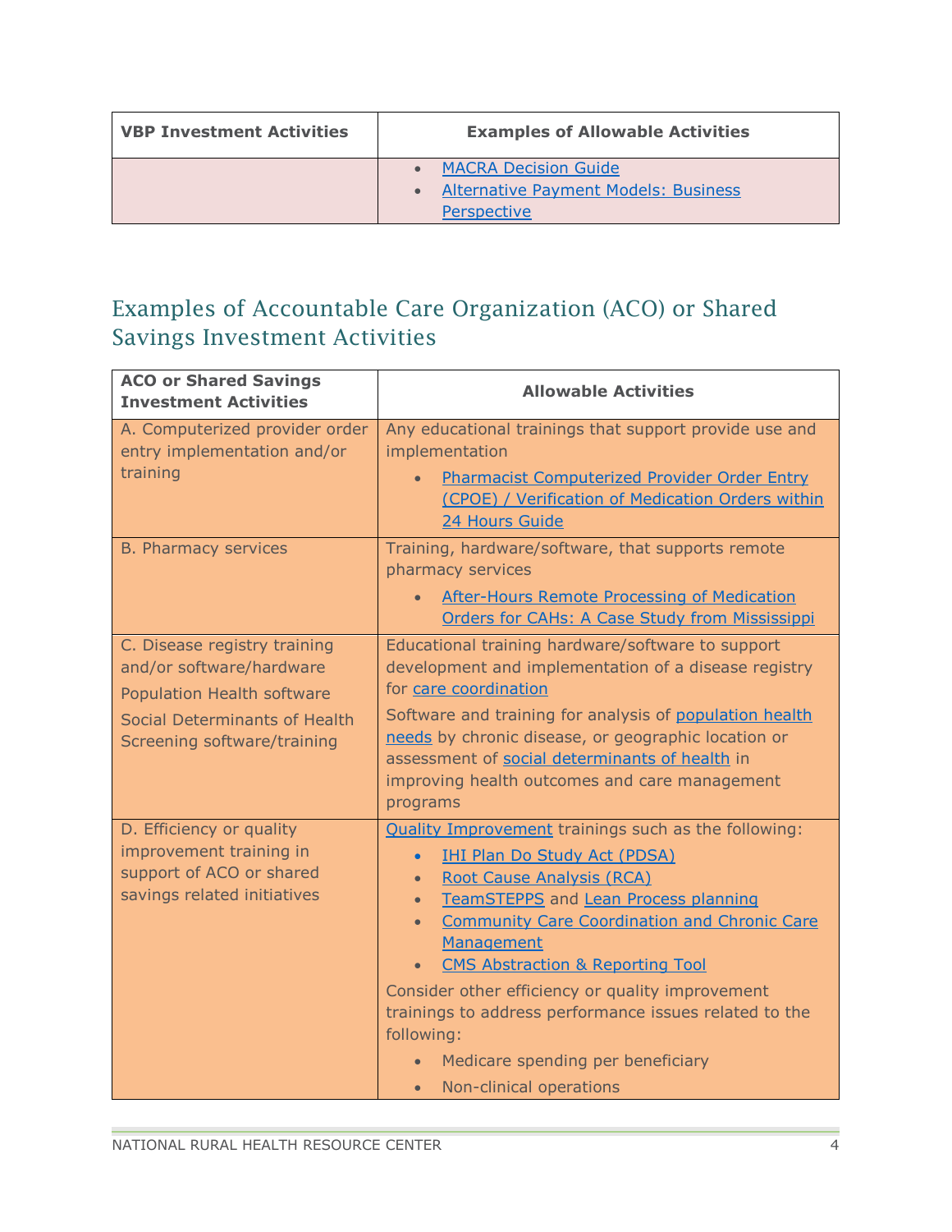| VBP Investment Activities | Examples of Allowable Activities |
|---|---|
| | • MACRA Decision Guide<br>• Alternative Payment Models: Business Perspective |

## Examples of Accountable Care Organization (ACO) or Shared Savings Investment Activities

| ACO or Shared Savings Investment Activities | Allowable Activities |
|---|---|
| A. Computerized provider order entry implementation and/or training | Any educational trainings that support provide use and implementation<br>• Pharmacist Computerized Provider Order Entry (CPOE) / Verification of Medication Orders within 24 Hours Guide |
| B. Pharmacy services | Training, hardware/software, that supports remote pharmacy services<br>• After-Hours Remote Processing of Medication Orders for CAHs: A Case Study from Mississippi |
| C. Disease registry training and/or software/hardware<br>Population Health software<br>Social Determinants of Health Screening software/training | Educational training hardware/software to support development and implementation of a disease registry for care coordination<br>Software and training for analysis of population health needs by chronic disease, or geographic location or assessment of social determinants of health in improving health outcomes and care management programs |
| D. Efficiency or quality improvement training in support of ACO or shared savings related initiatives | Quality Improvement trainings such as the following:<br>• IHI Plan Do Study Act (PDSA)<br>• Root Cause Analysis (RCA)<br>• TeamSTEPPS and Lean Process planning<br>• Community Care Coordination and Chronic Care Management<br>• CMS Abstraction & Reporting Tool<br>Consider other efficiency or quality improvement trainings to address performance issues related to the following:<br>• Medicare spending per beneficiary<br>• Non-clinical operations |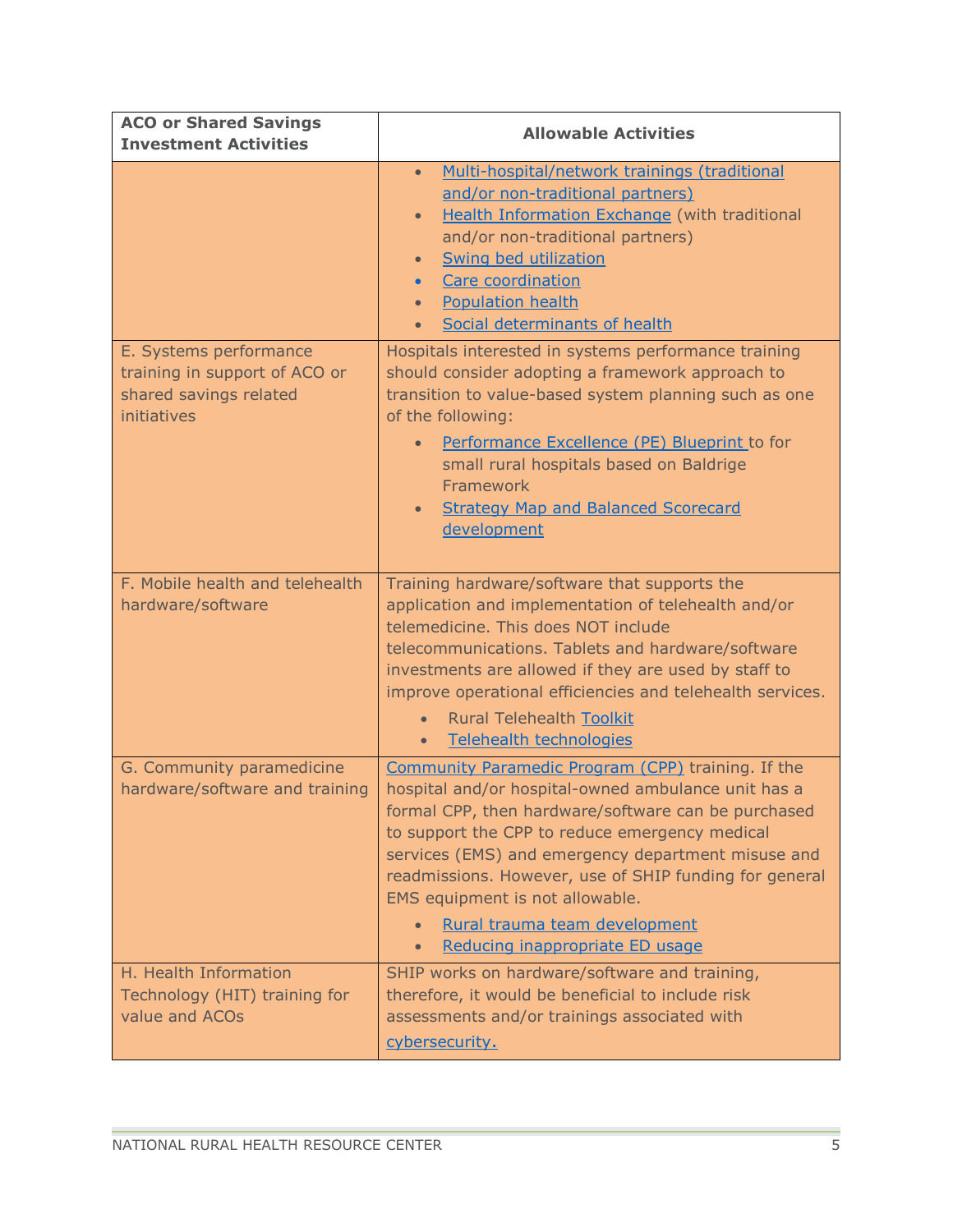| ACO or Shared Savings Investment Activities | Allowable Activities |
| --- | --- |
| | • Multi-hospital/network trainings (traditional and/or non-traditional partners)<br>• Health Information Exchange (with traditional and/or non-traditional partners)<br>• Swing bed utilization<br>• Care coordination<br>• Population health<br>• Social determinants of health |
| E. Systems performance training in support of ACO or shared savings related initiatives | Hospitals interested in systems performance training should consider adopting a framework approach to transition to value-based system planning such as one of the following:<br>• Performance Excellence (PE) Blueprint to for small rural hospitals based on Baldrige Framework<br>• Strategy Map and Balanced Scorecard development |
| F. Mobile health and telehealth hardware/software | Training hardware/software that supports the application and implementation of telehealth and/or telemedicine. This does NOT include telecommunications. Tablets and hardware/software investments are allowed if they are used by staff to improve operational efficiencies and telehealth services.<br>• Rural Telehealth Toolkit<br>• Telehealth technologies |
| G. Community paramedicine hardware/software and training | Community Paramedic Program (CPP) training. If the hospital and/or hospital-owned ambulance unit has a formal CPP, then hardware/software can be purchased to support the CPP to reduce emergency medical services (EMS) and emergency department misuse and readmissions. However, use of SHIP funding for general EMS equipment is not allowable.<br>• Rural trauma team development<br>• Reducing inappropriate ED usage |
| H. Health Information Technology (HIT) training for value and ACOs | SHIP works on hardware/software and training, therefore, it would be beneficial to include risk assessments and/or trainings associated with cybersecurity. |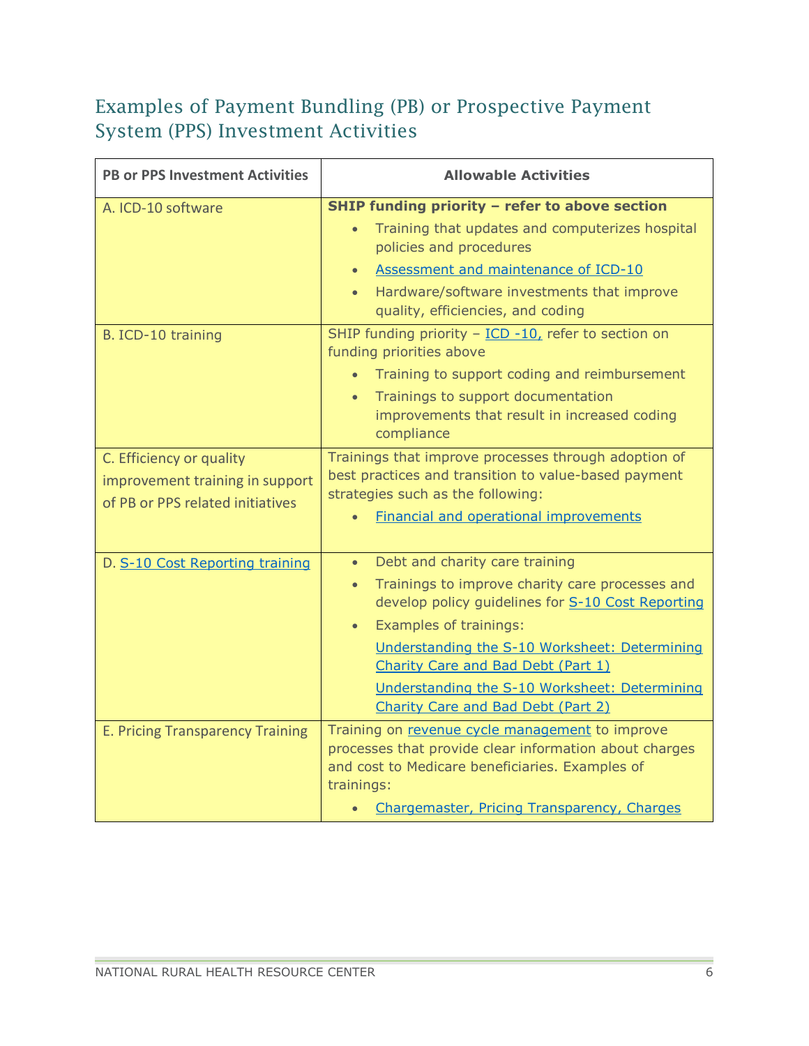## Examples of Payment Bundling (PB) or Prospective Payment System (PPS) Investment Activities

| PB or PPS Investment Activities | Allowable Activities |
|---|---|
| A. ICD-10 software | **SHIP funding priority – refer to above section**<br>• Training that updates and computerizes hospital policies and procedures<br>• Assessment and maintenance of ICD-10<br>• Hardware/software investments that improve quality, efficiencies, and coding |
| B. ICD-10 training | SHIP funding priority – ICD -10, refer to section on funding priorities above<br>• Training to support coding and reimbursement<br>• Trainings to support documentation improvements that result in increased coding compliance |
| C. Efficiency or quality improvement training in support of PB or PPS related initiatives | Trainings that improve processes through adoption of best practices and transition to value-based payment strategies such as the following:<br>• Financial and operational improvements |
| D. S-10 Cost Reporting training | • Debt and charity care training<br>• Trainings to improve charity care processes and develop policy guidelines for S-10 Cost Reporting<br>• Examples of trainings:<br>Understanding the S-10 Worksheet: Determining Charity Care and Bad Debt (Part 1)<br>Understanding the S-10 Worksheet: Determining Charity Care and Bad Debt (Part 2) |
| E. Pricing Transparency Training | Training on revenue cycle management to improve processes that provide clear information about charges and cost to Medicare beneficiaries. Examples of trainings:<br>• Chargemaster, Pricing Transparency, Charges |